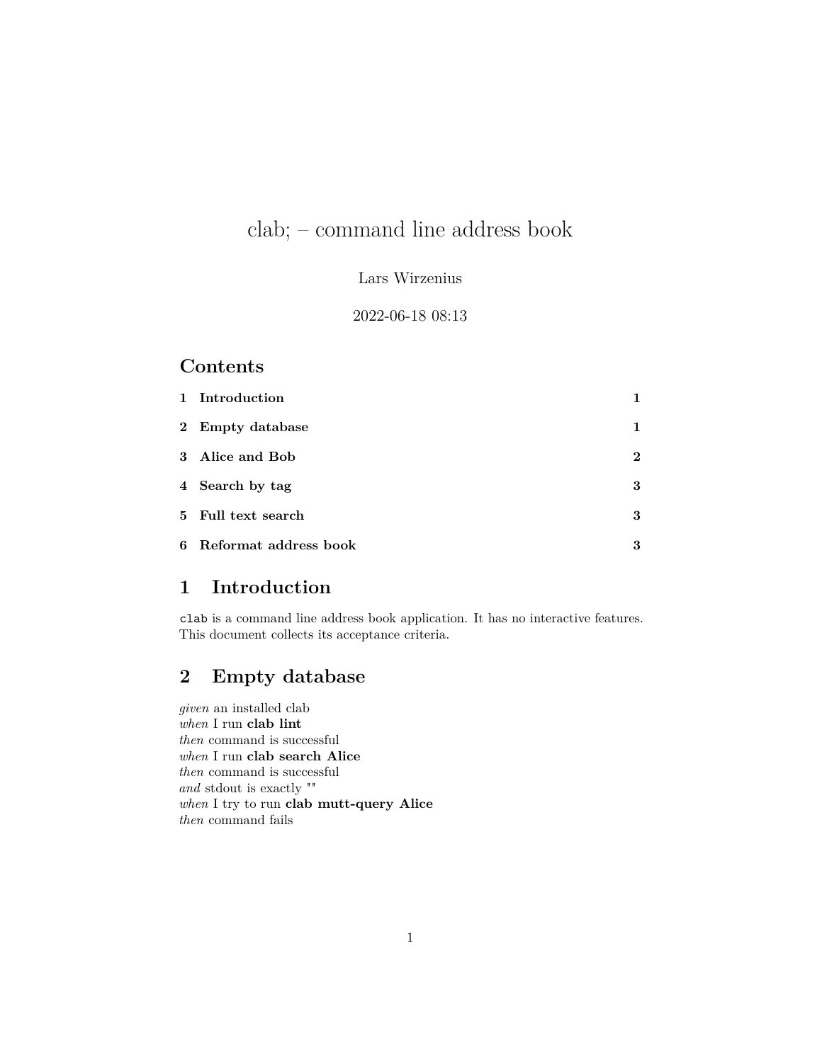# clab; – command line address book

Lars Wirzenius

2022-06-18 08:13

## Contents

1 Introduction 1

2 Empty database 1

3 Alice and Bob 2

4 Search by tag 3

5 Full text search 3

6 Reformat address book 3

## 1 Introduction

`clab` is a command line address book application. It has no interactive features. This document collects its acceptance criteria.

## 2 Empty database

*given* an installed clab  
*when* I run **clab lint**  
*then* command is successful  
*when* I run **clab search Alice**  
*then* command is successful  
*and* stdout is exactly `""`  
*when* I try to run **clab mutt-query Alice**  
*then* command fails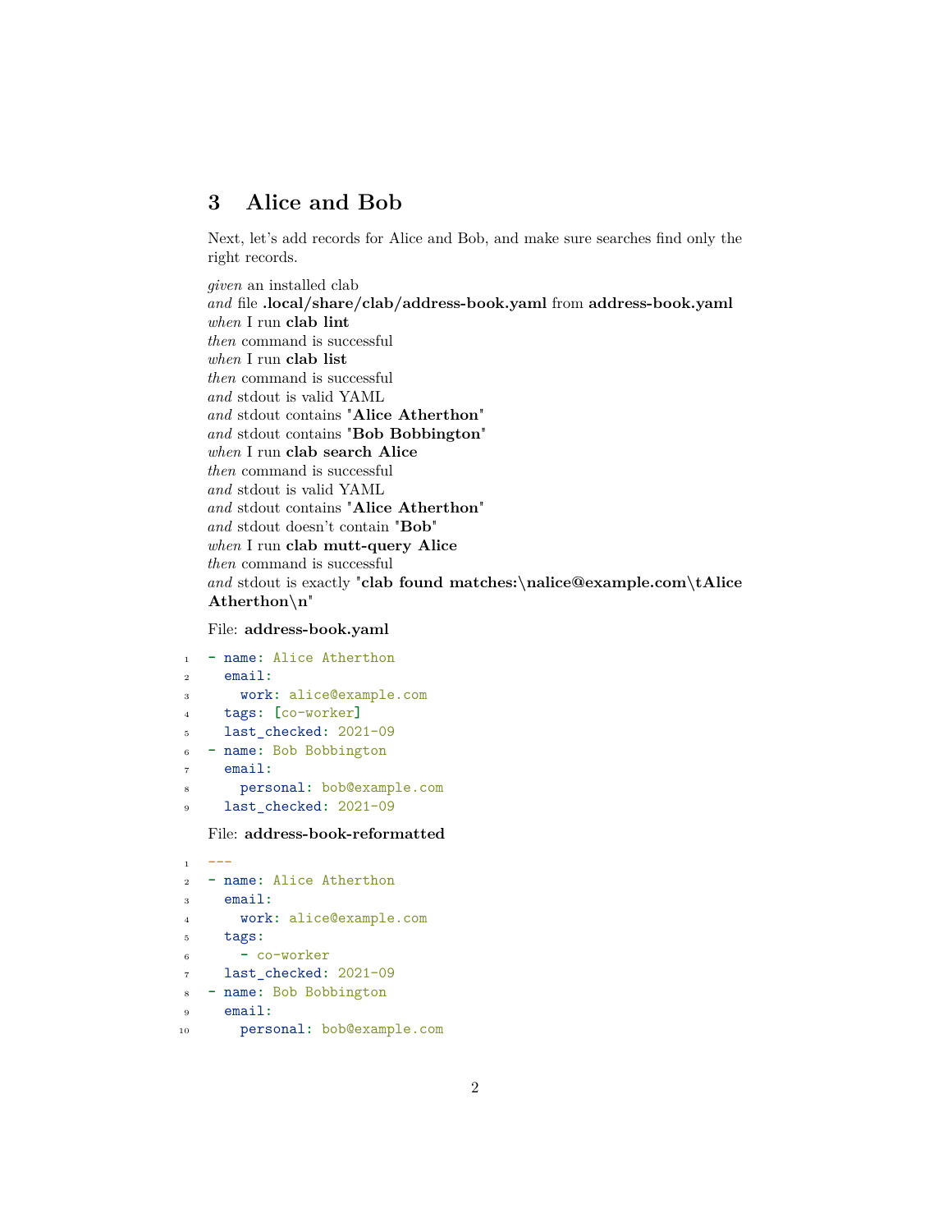## 3 Alice and Bob

Next, let's add records for Alice and Bob, and make sure searches find only the right records.

*given* an installed clab
*and* file **.local/share/clab/address-book.yaml** from **address-book.yaml**
*when* I run **clab lint**
*then* command is successful
*when* I run **clab list**
*then* command is successful
*and* stdout is valid YAML
*and* stdout contains "**Alice Atherthon**"
*and* stdout contains "**Bob Bobbington**"
*when* I run **clab search Alice**
*then* command is successful
*and* stdout is valid YAML
*and* stdout contains "**Alice Atherthon**"
*and* stdout doesn't contain "**Bob**"
*when* I run **clab mutt-query Alice**
*then* command is successful
*and* stdout is exactly "**clab found matches:\nalice@example.com\tAlice Atherthon\n**"

File: **address-book.yaml**

```
- name: Alice Atherthon
  email:
    work: alice@example.com
  tags: [co-worker]
  last_checked: 2021-09
- name: Bob Bobbington
  email:
    personal: bob@example.com
  last_checked: 2021-09
```

File: **address-book-reformatted**

```
---
- name: Alice Atherthon
  email:
    work: alice@example.com
  tags:
    - co-worker
  last_checked: 2021-09
- name: Bob Bobbington
  email:
    personal: bob@example.com
```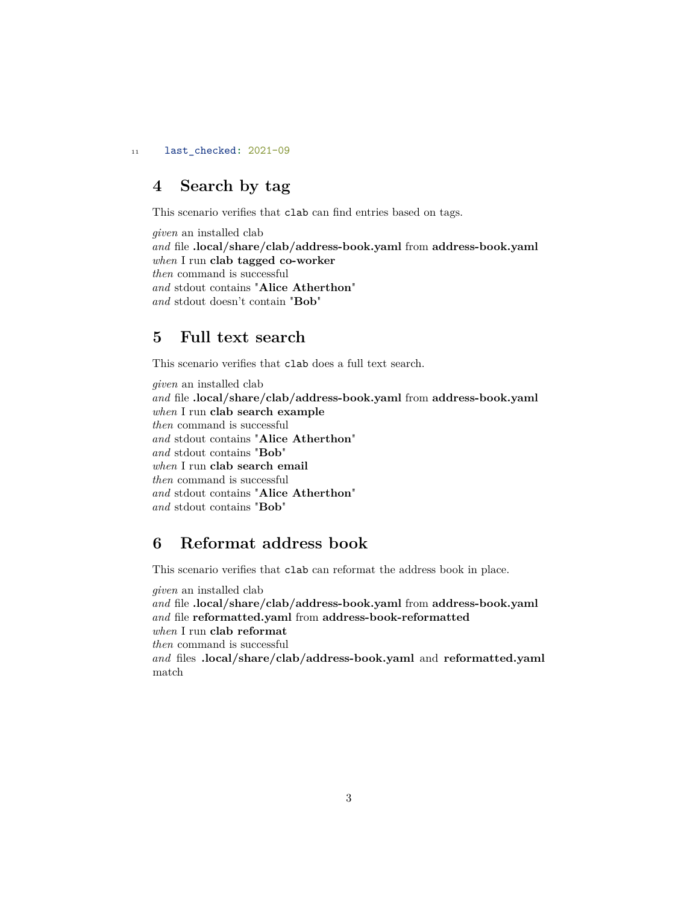```yaml
  last_checked: 2021-09
```

## 4 Search by tag

This scenario verifies that `clab` can find entries based on tags.

*given* an installed clab
*and* file **.local/share/clab/address-book.yaml** from **address-book.yaml**
*when* I run **clab tagged co-worker**
*then* command is successful
*and* stdout contains "**Alice Atherthon**"
*and* stdout doesn't contain "**Bob**"

## 5 Full text search

This scenario verifies that `clab` does a full text search.

*given* an installed clab
*and* file **.local/share/clab/address-book.yaml** from **address-book.yaml**
*when* I run **clab search example**
*then* command is successful
*and* stdout contains "**Alice Atherthon**"
*and* stdout contains "**Bob**"
*when* I run **clab search email**
*then* command is successful
*and* stdout contains "**Alice Atherthon**"
*and* stdout contains "**Bob**"

## 6 Reformat address book

This scenario verifies that `clab` can reformat the address book in place.

*given* an installed clab
*and* file **.local/share/clab/address-book.yaml** from **address-book.yaml**
*and* file **reformatted.yaml** from **address-book-reformatted**
*when* I run **clab reformat**
*then* command is successful
*and* files **.local/share/clab/address-book.yaml** and **reformatted.yaml** match